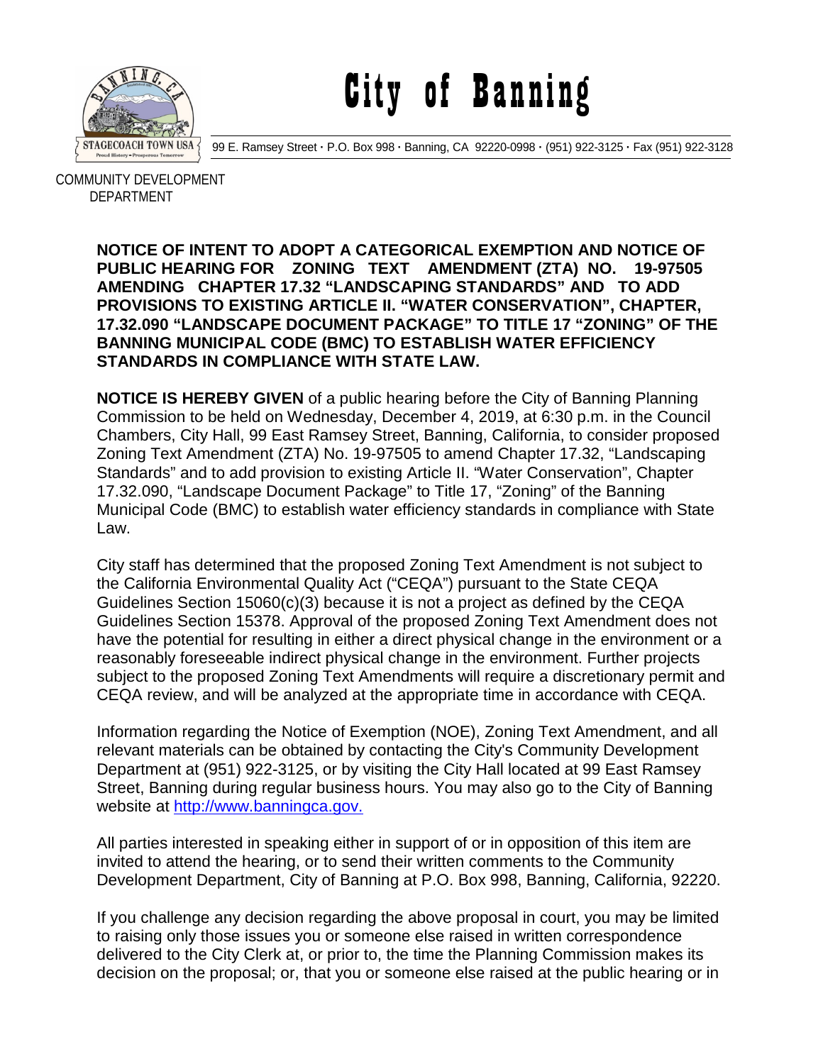# City of Banning

99 E. Ramsey Street · P.O. Box 998 · Banning, CA 92220-0998 · (951) 922-3125 · Fax (951) 922-3128

COMMUNITY DEVELOPMENT DEPARTMENT

**NOTICE OF INTENT TO ADOPT A CATEGORICAL EXEMPTION AND NOTICE OF PUBLIC HEARING FOR ZONING TEXT AMENDMENT (ZTA) NO. 19-97505 AMENDING CHAPTER 17.32 "LANDSCAPING STANDARDS" AND TO ADD PROVISIONS TO EXISTING ARTICLE II. "WATER CONSERVATION", CHAPTER, 17.32.090 "LANDSCAPE DOCUMENT PACKAGE" TO TITLE 17 "ZONING" OF THE BANNING MUNICIPAL CODE (BMC) TO ESTABLISH WATER EFFICIENCY STANDARDS IN COMPLIANCE WITH STATE LAW.**

**NOTICE IS HEREBY GIVEN** of a public hearing before the City of Banning Planning Commission to be held on Wednesday, December 4, 2019, at 6:30 p.m. in the Council Chambers, City Hall, 99 East Ramsey Street, Banning, California, to consider proposed Zoning Text Amendment (ZTA) No. 19-97505 to amend Chapter 17.32, "Landscaping Standards" and to add provision to existing Article II. "Water Conservation", Chapter 17.32.090, "Landscape Document Package" to Title 17, "Zoning" of the Banning Municipal Code (BMC) to establish water efficiency standards in compliance with State Law.

City staff has determined that the proposed Zoning Text Amendment is not subject to the California Environmental Quality Act ("CEQA") pursuant to the State CEQA Guidelines Section 15060(c)(3) because it is not a project as defined by the CEQA Guidelines Section 15378. Approval of the proposed Zoning Text Amendment does not have the potential for resulting in either a direct physical change in the environment or a reasonably foreseeable indirect physical change in the environment. Further projects subject to the proposed Zoning Text Amendments will require a discretionary permit and CEQA review, and will be analyzed at the appropriate time in accordance with CEQA.

Information regarding the Notice of Exemption (NOE), Zoning Text Amendment, and all relevant materials can be obtained by contacting the City's Community Development Department at (951) 922-3125, or by visiting the City Hall located at 99 East Ramsey Street, Banning during regular business hours. You may also go to the City of Banning website at http://www.banningca.gov.

All parties interested in speaking either in support of or in opposition of this item are invited to attend the hearing, or to send their written comments to the Community Development Department, City of Banning at P.O. Box 998, Banning, California, 92220.

If you challenge any decision regarding the above proposal in court, you may be limited to raising only those issues you or someone else raised in written correspondence delivered to the City Clerk at, or prior to, the time the Planning Commission makes its decision on the proposal; or, that you or someone else raised at the public hearing or in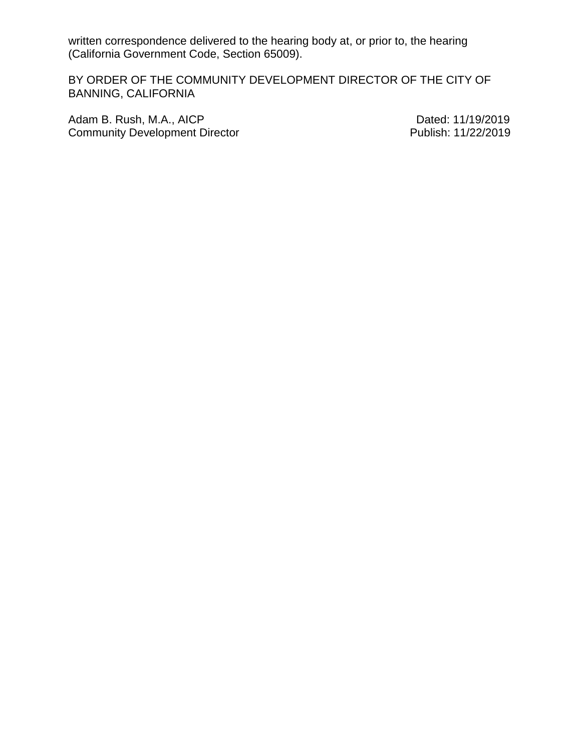written correspondence delivered to the hearing body at, or prior to, the hearing (California Government Code, Section 65009).

BY ORDER OF THE COMMUNITY DEVELOPMENT DIRECTOR OF THE CITY OF BANNING, CALIFORNIA

Adam B. Rush, M.A., AICP
Community Development Director

Dated: 11/19/2019
Publish: 11/22/2019